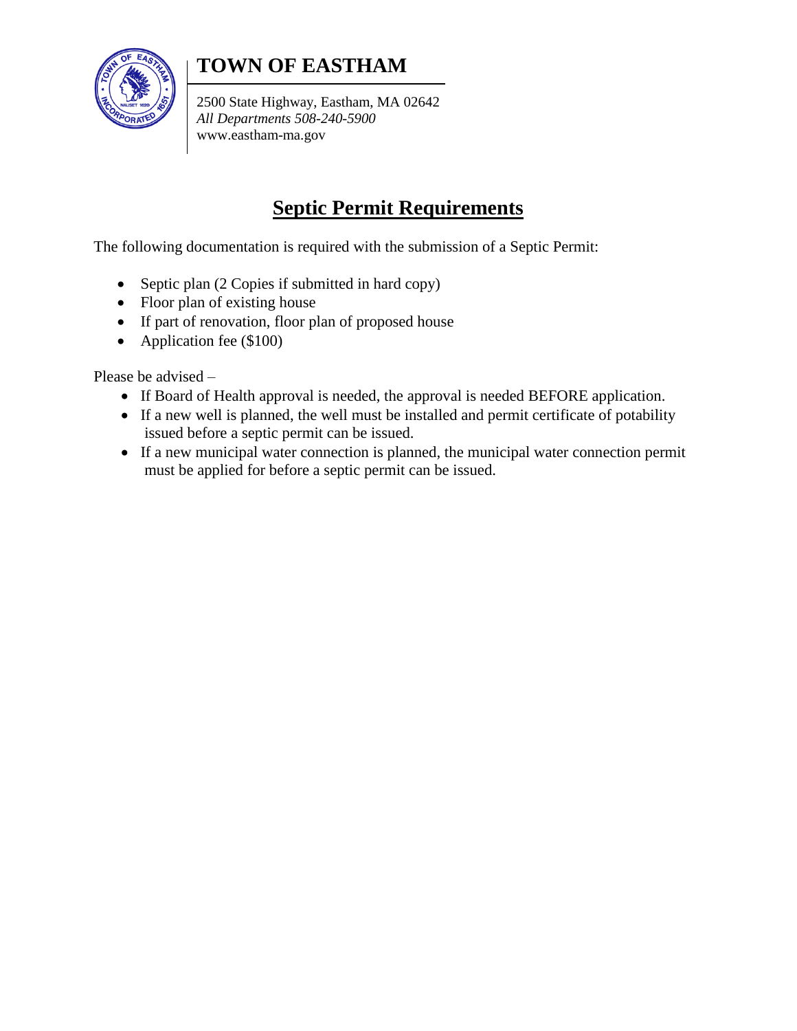# TOWN OF EASTHAM

2500 State Highway, Eastham, MA 02642
*All Departments 508-240-5900*
www.eastham-ma.gov

## Septic Permit Requirements

The following documentation is required with the submission of a Septic Permit:

- Septic plan (2 Copies if submitted in hard copy)
- Floor plan of existing house
- If part of renovation, floor plan of proposed house
- Application fee ($100)

Please be advised –

- If Board of Health approval is needed, the approval is needed BEFORE application.
- If a new well is planned, the well must be installed and permit certificate of potability issued before a septic permit can be issued.
- If a new municipal water connection is planned, the municipal water connection permit must be applied for before a septic permit can be issued.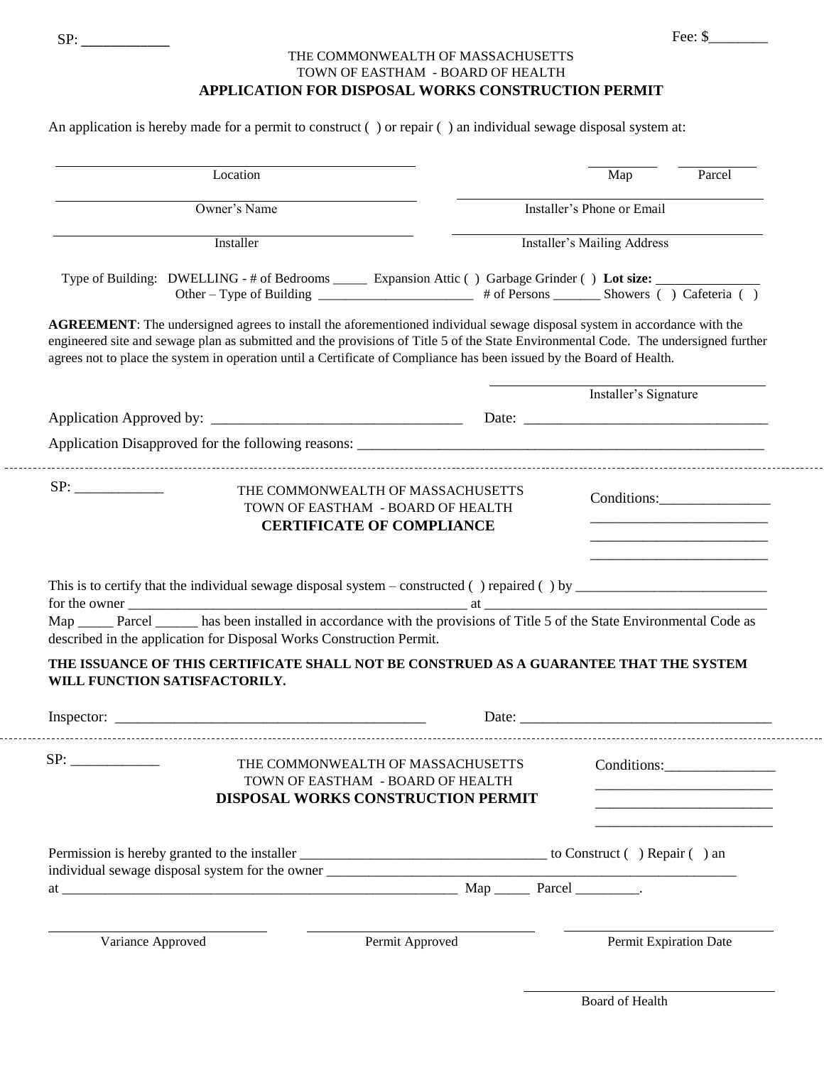SP: ___________ Fee: $________

THE COMMONWEALTH OF MASSACHUSETTS
TOWN OF EASTHAM - BOARD OF HEALTH

**APPLICATION FOR DISPOSAL WORKS CONSTRUCTION PERMIT**

An application is hereby made for a permit to construct ( ) or repair ( ) an individual sewage disposal system at:

_______________________________ Location ___________ Map ___________ Parcel

_______________________________ Owner's Name _______________________________ Installer's Phone or Email

_______________________________ Installer _______________________________ Installer's Mailing Address

Type of Building: DWELLING - # of Bedrooms _____ Expansion Attic ( ) Garbage Grinder ( ) **Lot size:** _______________
Other – Type of Building _______________________ # of Persons _______ Showers ( ) Cafeteria ( )

**AGREEMENT**: The undersigned agrees to install the aforementioned individual sewage disposal system in accordance with the engineered site and sewage plan as submitted and the provisions of Title 5 of the State Environmental Code. The undersigned further agrees not to place the system in operation until a Certificate of Compliance has been issued by the Board of Health.

_______________________________ Installer's Signature

Application Approved by: __________________________________ Date: _________________________________

Application Disapproved for the following reasons: __________________________________________________________

---

SP: ____________

THE COMMONWEALTH OF MASSACHUSETTS
TOWN OF EASTHAM - BOARD OF HEALTH

**CERTIFICATE OF COMPLIANCE**

Conditions:_______________
_________________________
_________________________
_________________________

This is to certify that the individual sewage disposal system – constructed ( ) repaired ( ) by ___________________________ for the owner _________________________________________________ at _______________________________________ Map _____ Parcel ______ has been installed in accordance with the provisions of Title 5 of the State Environmental Code as described in the application for Disposal Works Construction Permit.

**THE ISSUANCE OF THIS CERTIFICATE SHALL NOT BE CONSTRUED AS A GUARANTEE THAT THE SYSTEM WILL FUNCTION SATISFACTORILY.**

Inspector: ___________________________________________ Date: __________________________________

---

SP: ____________

THE COMMONWEALTH OF MASSACHUSETTS
TOWN OF EASTHAM - BOARD OF HEALTH

**DISPOSAL WORKS CONSTRUCTION PERMIT**

Conditions:_______________
_________________________
_________________________
_________________________

Permission is hereby granted to the installer __________________________________ to Construct ( ) Repair ( ) an individual sewage disposal system for the owner _____________________________________________________________ at _________________________________________________________ Map _____ Parcel _________.

_______________________ Variance Approved _______________________ Permit Approved _______________________ Permit Expiration Date

_______________________________ Board of Health